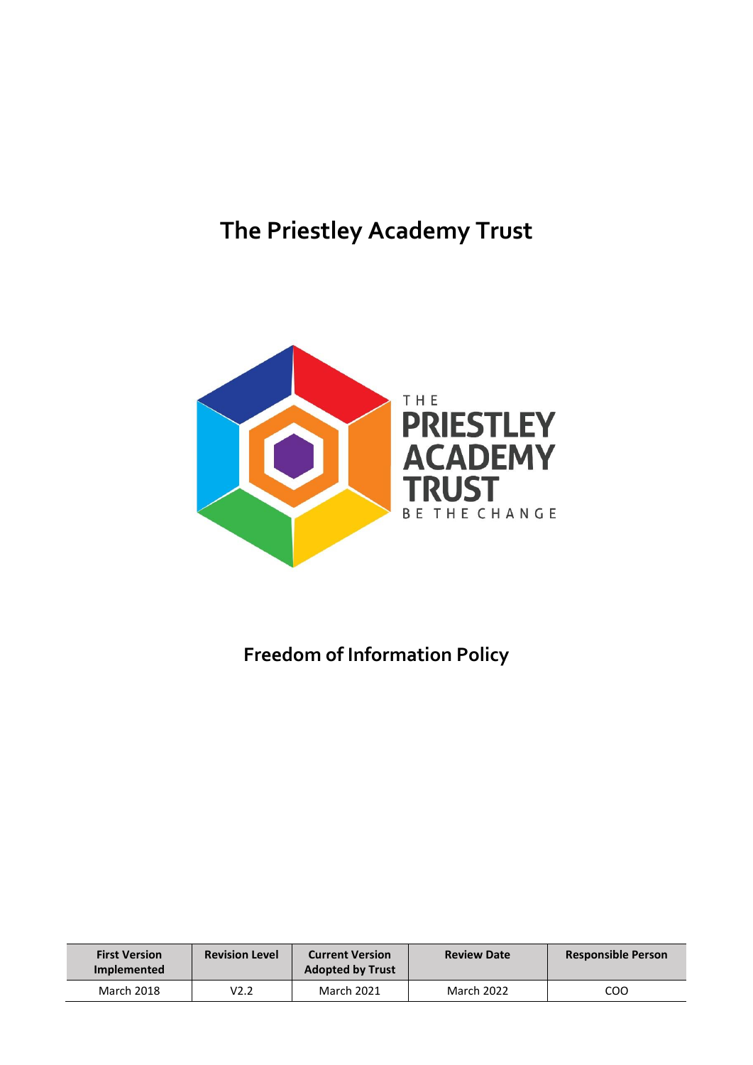# The Priestley Academy Trust

# Freedom of Information Policy

| First Version Implemented | Revision Level | Current Version Adopted by Trust | Review Date | Responsible Person |
|---|---|---|---|---|
| March 2018 | V2.2 | March 2021 | March 2022 | COO |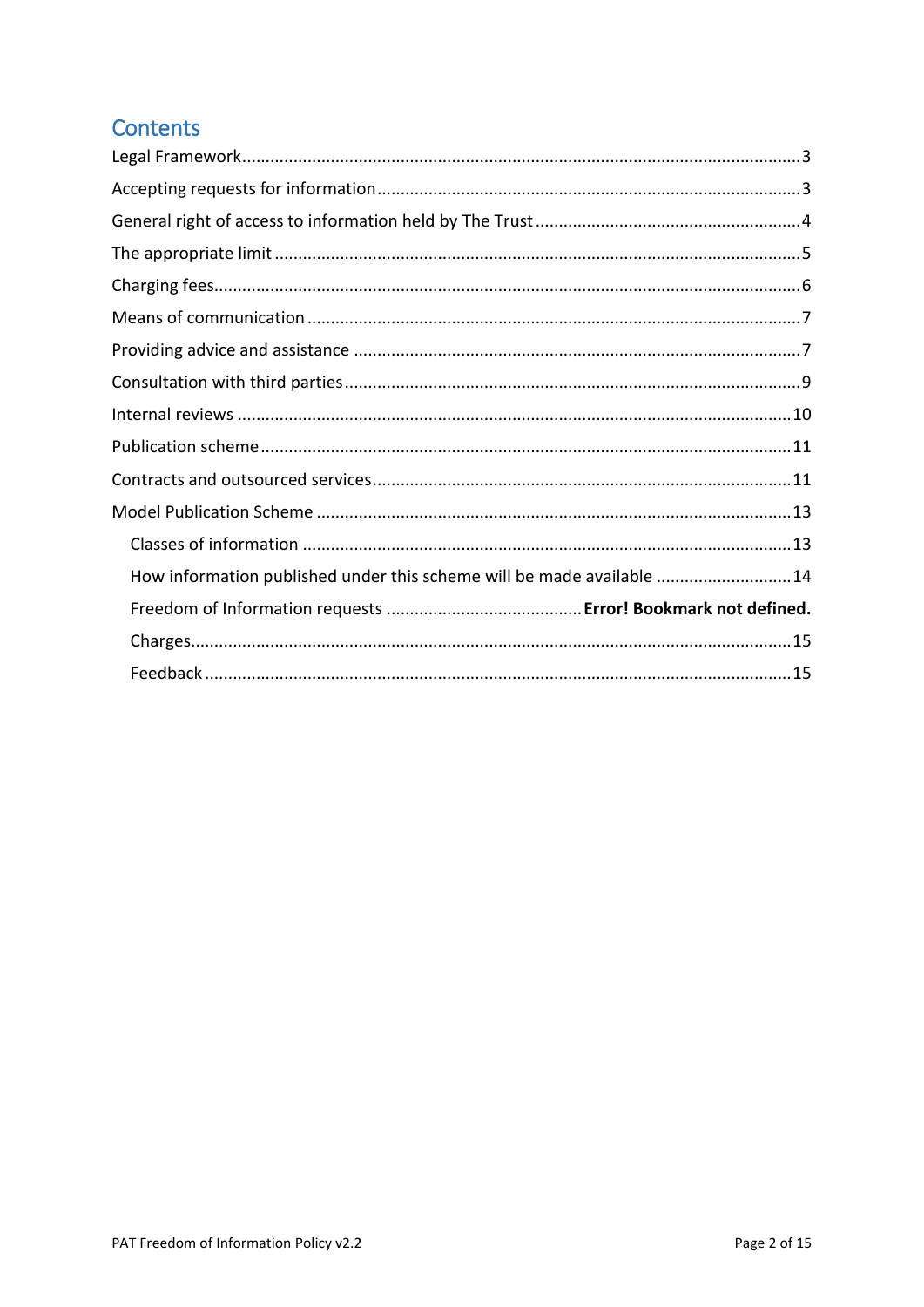## Contents

Legal Framework....................................................................................................................3

Accepting requests for information.......................................................................................3

General right of access to information held by The Trust......................................................4

The appropriate limit.............................................................................................................5

Charging fees.........................................................................................................................6

Means of communication......................................................................................................7

Providing advice and assistance.............................................................................................7

Consultation with third parties..............................................................................................9

Internal reviews....................................................................................................................10

Publication scheme...............................................................................................................11

Contracts and outsourced services.......................................................................................11

Model Publication Scheme...................................................................................................13

- Classes of information.......................................................................................................13
- How information published under this scheme will be made available...........................14
- Freedom of Information requests.........................................**Error! Bookmark not defined.**
- Charges..............................................................................................................................15
- Feedback...........................................................................................................................15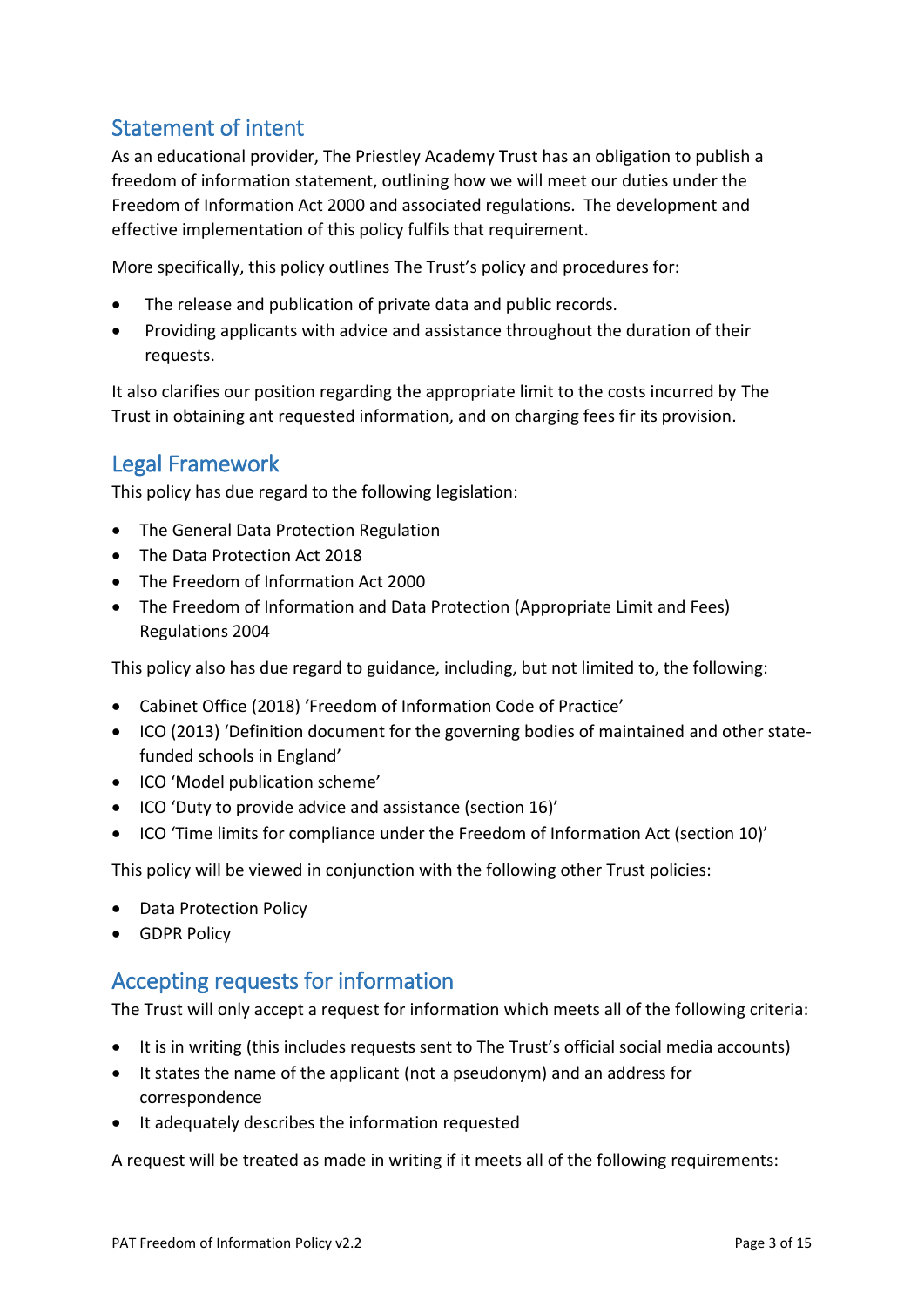## Statement of intent

As an educational provider, The Priestley Academy Trust has an obligation to publish a freedom of information statement, outlining how we will meet our duties under the Freedom of Information Act 2000 and associated regulations. The development and effective implementation of this policy fulfils that requirement.

More specifically, this policy outlines The Trust's policy and procedures for:

- The release and publication of private data and public records.
- Providing applicants with advice and assistance throughout the duration of their requests.

It also clarifies our position regarding the appropriate limit to the costs incurred by The Trust in obtaining ant requested information, and on charging fees fir its provision.

## Legal Framework

This policy has due regard to the following legislation:

- The General Data Protection Regulation
- The Data Protection Act 2018
- The Freedom of Information Act 2000
- The Freedom of Information and Data Protection (Appropriate Limit and Fees) Regulations 2004

This policy also has due regard to guidance, including, but not limited to, the following:

- Cabinet Office (2018) 'Freedom of Information Code of Practice'
- ICO (2013) 'Definition document for the governing bodies of maintained and other state-funded schools in England'
- ICO 'Model publication scheme'
- ICO 'Duty to provide advice and assistance (section 16)'
- ICO 'Time limits for compliance under the Freedom of Information Act (section 10)'

This policy will be viewed in conjunction with the following other Trust policies:

- Data Protection Policy
- GDPR Policy

## Accepting requests for information

The Trust will only accept a request for information which meets all of the following criteria:

- It is in writing (this includes requests sent to The Trust's official social media accounts)
- It states the name of the applicant (not a pseudonym) and an address for correspondence
- It adequately describes the information requested

A request will be treated as made in writing if it meets all of the following requirements: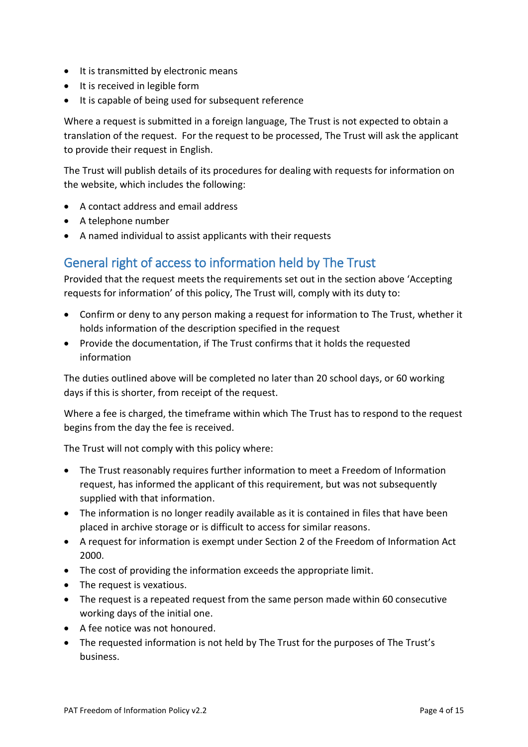- It is transmitted by electronic means
- It is received in legible form
- It is capable of being used for subsequent reference

Where a request is submitted in a foreign language, The Trust is not expected to obtain a translation of the request. For the request to be processed, The Trust will ask the applicant to provide their request in English.

The Trust will publish details of its procedures for dealing with requests for information on the website, which includes the following:

- A contact address and email address
- A telephone number
- A named individual to assist applicants with their requests

## General right of access to information held by The Trust

Provided that the request meets the requirements set out in the section above 'Accepting requests for information' of this policy, The Trust will, comply with its duty to:

- Confirm or deny to any person making a request for information to The Trust, whether it holds information of the description specified in the request
- Provide the documentation, if The Trust confirms that it holds the requested information

The duties outlined above will be completed no later than 20 school days, or 60 working days if this is shorter, from receipt of the request.

Where a fee is charged, the timeframe within which The Trust has to respond to the request begins from the day the fee is received.

The Trust will not comply with this policy where:

- The Trust reasonably requires further information to meet a Freedom of Information request, has informed the applicant of this requirement, but was not subsequently supplied with that information.
- The information is no longer readily available as it is contained in files that have been placed in archive storage or is difficult to access for similar reasons.
- A request for information is exempt under Section 2 of the Freedom of Information Act 2000.
- The cost of providing the information exceeds the appropriate limit.
- The request is vexatious.
- The request is a repeated request from the same person made within 60 consecutive working days of the initial one.
- A fee notice was not honoured.
- The requested information is not held by The Trust for the purposes of The Trust's business.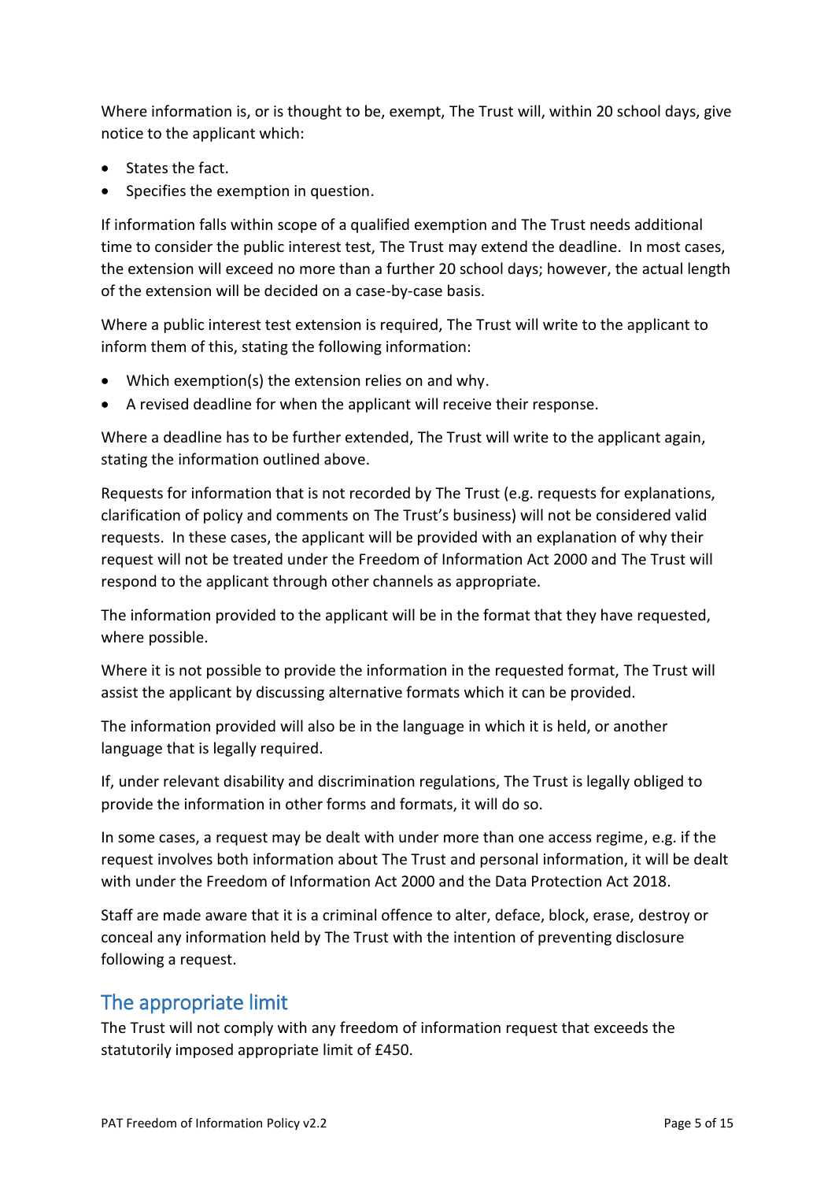Where information is, or is thought to be, exempt, The Trust will, within 20 school days, give notice to the applicant which:

- States the fact.
- Specifies the exemption in question.

If information falls within scope of a qualified exemption and The Trust needs additional time to consider the public interest test, The Trust may extend the deadline. In most cases, the extension will exceed no more than a further 20 school days; however, the actual length of the extension will be decided on a case-by-case basis.

Where a public interest test extension is required, The Trust will write to the applicant to inform them of this, stating the following information:

- Which exemption(s) the extension relies on and why.
- A revised deadline for when the applicant will receive their response.

Where a deadline has to be further extended, The Trust will write to the applicant again, stating the information outlined above.

Requests for information that is not recorded by The Trust (e.g. requests for explanations, clarification of policy and comments on The Trust's business) will not be considered valid requests. In these cases, the applicant will be provided with an explanation of why their request will not be treated under the Freedom of Information Act 2000 and The Trust will respond to the applicant through other channels as appropriate.

The information provided to the applicant will be in the format that they have requested, where possible.

Where it is not possible to provide the information in the requested format, The Trust will assist the applicant by discussing alternative formats which it can be provided.

The information provided will also be in the language in which it is held, or another language that is legally required.

If, under relevant disability and discrimination regulations, The Trust is legally obliged to provide the information in other forms and formats, it will do so.

In some cases, a request may be dealt with under more than one access regime, e.g. if the request involves both information about The Trust and personal information, it will be dealt with under the Freedom of Information Act 2000 and the Data Protection Act 2018.

Staff are made aware that it is a criminal offence to alter, deface, block, erase, destroy or conceal any information held by The Trust with the intention of preventing disclosure following a request.

## The appropriate limit

The Trust will not comply with any freedom of information request that exceeds the statutorily imposed appropriate limit of £450.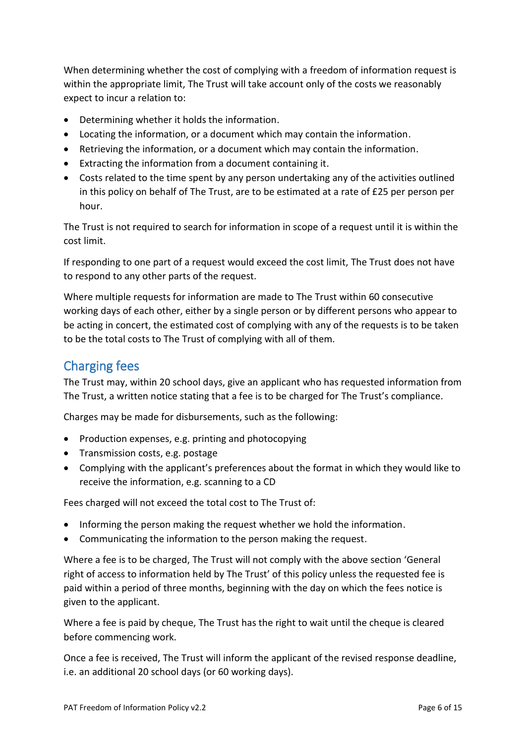When determining whether the cost of complying with a freedom of information request is within the appropriate limit, The Trust will take account only of the costs we reasonably expect to incur a relation to:

- Determining whether it holds the information.
- Locating the information, or a document which may contain the information.
- Retrieving the information, or a document which may contain the information.
- Extracting the information from a document containing it.
- Costs related to the time spent by any person undertaking any of the activities outlined in this policy on behalf of The Trust, are to be estimated at a rate of £25 per person per hour.

The Trust is not required to search for information in scope of a request until it is within the cost limit.

If responding to one part of a request would exceed the cost limit, The Trust does not have to respond to any other parts of the request.

Where multiple requests for information are made to The Trust within 60 consecutive working days of each other, either by a single person or by different persons who appear to be acting in concert, the estimated cost of complying with any of the requests is to be taken to be the total costs to The Trust of complying with all of them.

## Charging fees

The Trust may, within 20 school days, give an applicant who has requested information from The Trust, a written notice stating that a fee is to be charged for The Trust's compliance.

Charges may be made for disbursements, such as the following:

- Production expenses, e.g. printing and photocopying
- Transmission costs, e.g. postage
- Complying with the applicant's preferences about the format in which they would like to receive the information, e.g. scanning to a CD

Fees charged will not exceed the total cost to The Trust of:

- Informing the person making the request whether we hold the information.
- Communicating the information to the person making the request.

Where a fee is to be charged, The Trust will not comply with the above section 'General right of access to information held by The Trust' of this policy unless the requested fee is paid within a period of three months, beginning with the day on which the fees notice is given to the applicant.

Where a fee is paid by cheque, The Trust has the right to wait until the cheque is cleared before commencing work.

Once a fee is received, The Trust will inform the applicant of the revised response deadline, i.e. an additional 20 school days (or 60 working days).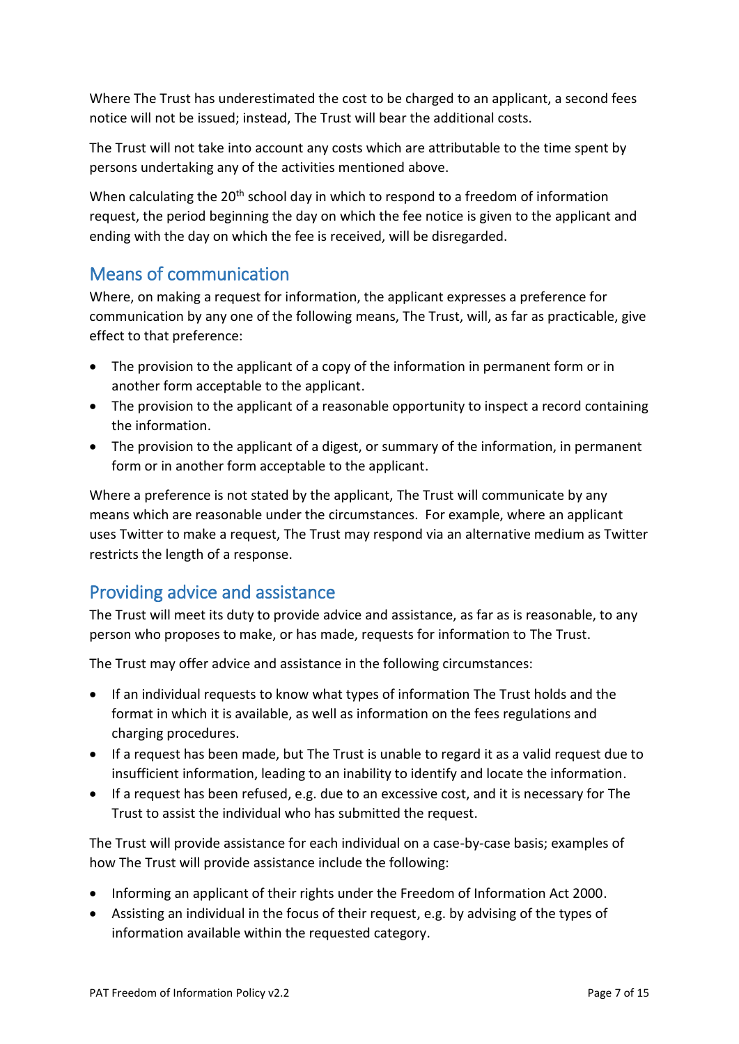Where The Trust has underestimated the cost to be charged to an applicant, a second fees notice will not be issued; instead, The Trust will bear the additional costs.

The Trust will not take into account any costs which are attributable to the time spent by persons undertaking any of the activities mentioned above.

When calculating the 20th school day in which to respond to a freedom of information request, the period beginning the day on which the fee notice is given to the applicant and ending with the day on which the fee is received, will be disregarded.

## Means of communication

Where, on making a request for information, the applicant expresses a preference for communication by any one of the following means, The Trust, will, as far as practicable, give effect to that preference:

- The provision to the applicant of a copy of the information in permanent form or in another form acceptable to the applicant.
- The provision to the applicant of a reasonable opportunity to inspect a record containing the information.
- The provision to the applicant of a digest, or summary of the information, in permanent form or in another form acceptable to the applicant.

Where a preference is not stated by the applicant, The Trust will communicate by any means which are reasonable under the circumstances. For example, where an applicant uses Twitter to make a request, The Trust may respond via an alternative medium as Twitter restricts the length of a response.

## Providing advice and assistance

The Trust will meet its duty to provide advice and assistance, as far as is reasonable, to any person who proposes to make, or has made, requests for information to The Trust.

The Trust may offer advice and assistance in the following circumstances:

- If an individual requests to know what types of information The Trust holds and the format in which it is available, as well as information on the fees regulations and charging procedures.
- If a request has been made, but The Trust is unable to regard it as a valid request due to insufficient information, leading to an inability to identify and locate the information.
- If a request has been refused, e.g. due to an excessive cost, and it is necessary for The Trust to assist the individual who has submitted the request.

The Trust will provide assistance for each individual on a case-by-case basis; examples of how The Trust will provide assistance include the following:

- Informing an applicant of their rights under the Freedom of Information Act 2000.
- Assisting an individual in the focus of their request, e.g. by advising of the types of information available within the requested category.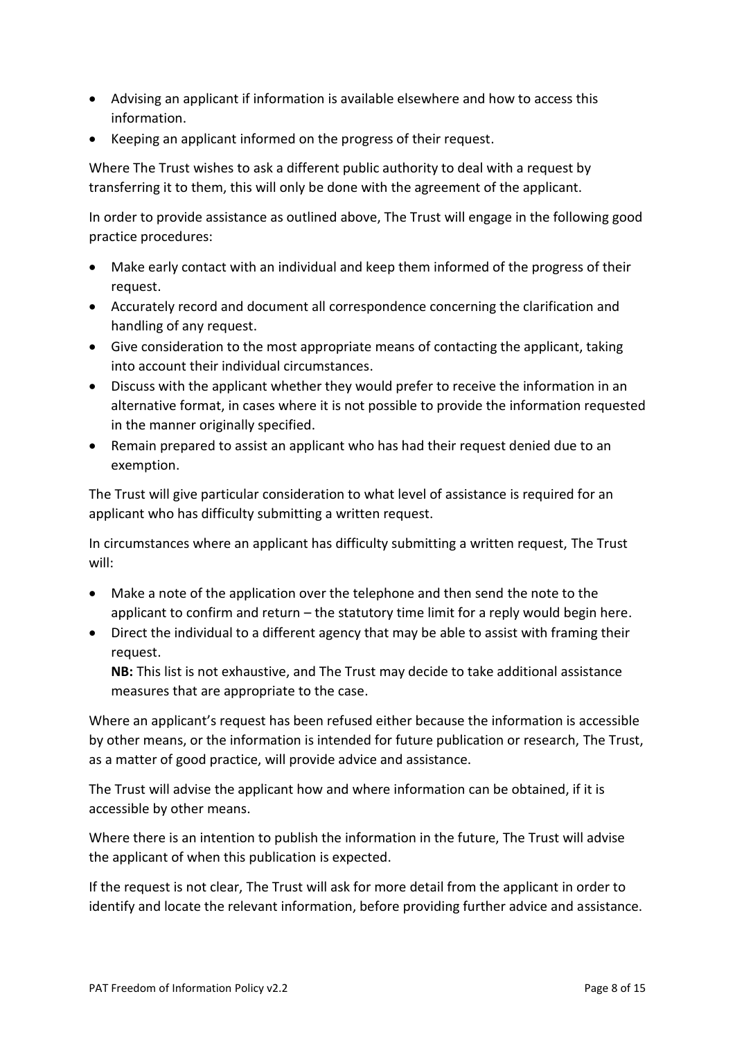- Advising an applicant if information is available elsewhere and how to access this information.
- Keeping an applicant informed on the progress of their request.

Where The Trust wishes to ask a different public authority to deal with a request by transferring it to them, this will only be done with the agreement of the applicant.

In order to provide assistance as outlined above, The Trust will engage in the following good practice procedures:

- Make early contact with an individual and keep them informed of the progress of their request.
- Accurately record and document all correspondence concerning the clarification and handling of any request.
- Give consideration to the most appropriate means of contacting the applicant, taking into account their individual circumstances.
- Discuss with the applicant whether they would prefer to receive the information in an alternative format, in cases where it is not possible to provide the information requested in the manner originally specified.
- Remain prepared to assist an applicant who has had their request denied due to an exemption.

The Trust will give particular consideration to what level of assistance is required for an applicant who has difficulty submitting a written request.

In circumstances where an applicant has difficulty submitting a written request, The Trust will:

- Make a note of the application over the telephone and then send the note to the applicant to confirm and return – the statutory time limit for a reply would begin here.
- Direct the individual to a different agency that may be able to assist with framing their request.

  **NB:** This list is not exhaustive, and The Trust may decide to take additional assistance measures that are appropriate to the case.

Where an applicant's request has been refused either because the information is accessible by other means, or the information is intended for future publication or research, The Trust, as a matter of good practice, will provide advice and assistance.

The Trust will advise the applicant how and where information can be obtained, if it is accessible by other means.

Where there is an intention to publish the information in the future, The Trust will advise the applicant of when this publication is expected.

If the request is not clear, The Trust will ask for more detail from the applicant in order to identify and locate the relevant information, before providing further advice and assistance.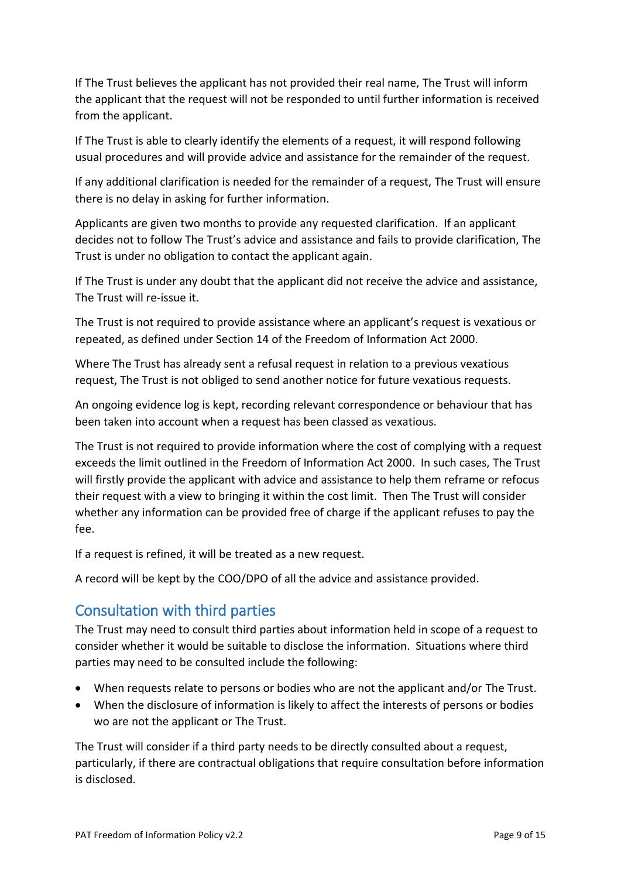If The Trust believes the applicant has not provided their real name, The Trust will inform the applicant that the request will not be responded to until further information is received from the applicant.

If The Trust is able to clearly identify the elements of a request, it will respond following usual procedures and will provide advice and assistance for the remainder of the request.

If any additional clarification is needed for the remainder of a request, The Trust will ensure there is no delay in asking for further information.

Applicants are given two months to provide any requested clarification. If an applicant decides not to follow The Trust's advice and assistance and fails to provide clarification, The Trust is under no obligation to contact the applicant again.

If The Trust is under any doubt that the applicant did not receive the advice and assistance, The Trust will re-issue it.

The Trust is not required to provide assistance where an applicant's request is vexatious or repeated, as defined under Section 14 of the Freedom of Information Act 2000.

Where The Trust has already sent a refusal request in relation to a previous vexatious request, The Trust is not obliged to send another notice for future vexatious requests.

An ongoing evidence log is kept, recording relevant correspondence or behaviour that has been taken into account when a request has been classed as vexatious.

The Trust is not required to provide information where the cost of complying with a request exceeds the limit outlined in the Freedom of Information Act 2000. In such cases, The Trust will firstly provide the applicant with advice and assistance to help them reframe or refocus their request with a view to bringing it within the cost limit. Then The Trust will consider whether any information can be provided free of charge if the applicant refuses to pay the fee.

If a request is refined, it will be treated as a new request.

A record will be kept by the COO/DPO of all the advice and assistance provided.

## Consultation with third parties

The Trust may need to consult third parties about information held in scope of a request to consider whether it would be suitable to disclose the information. Situations where third parties may need to be consulted include the following:

- When requests relate to persons or bodies who are not the applicant and/or The Trust.
- When the disclosure of information is likely to affect the interests of persons or bodies wo are not the applicant or The Trust.

The Trust will consider if a third party needs to be directly consulted about a request, particularly, if there are contractual obligations that require consultation before information is disclosed.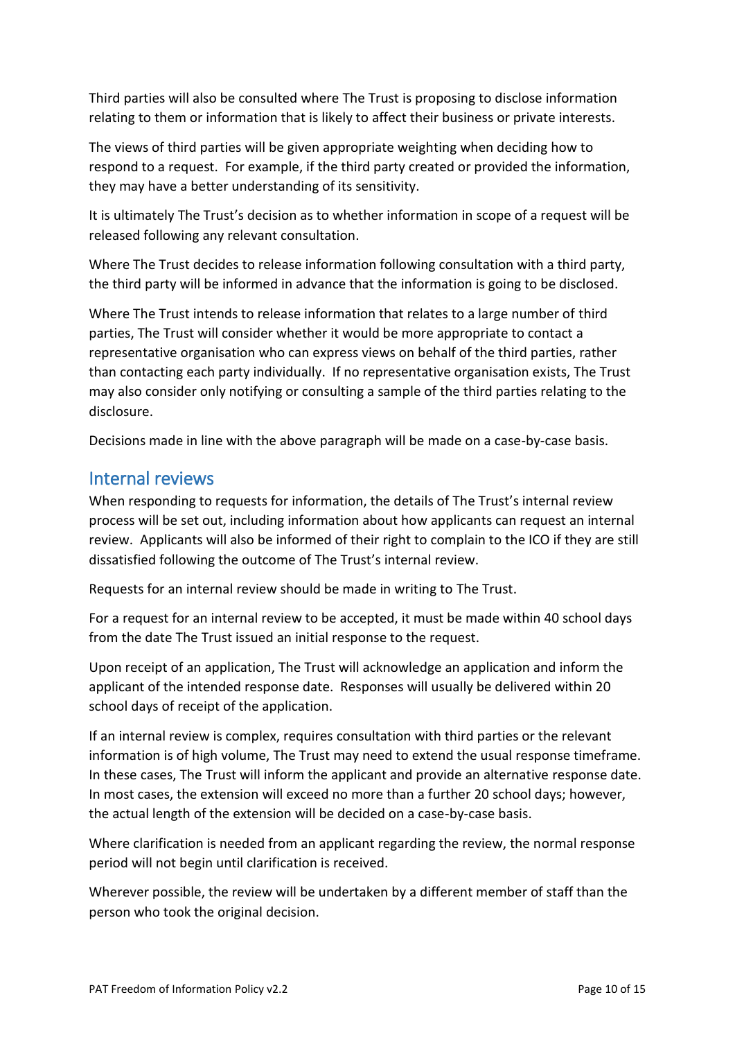Third parties will also be consulted where The Trust is proposing to disclose information relating to them or information that is likely to affect their business or private interests.

The views of third parties will be given appropriate weighting when deciding how to respond to a request. For example, if the third party created or provided the information, they may have a better understanding of its sensitivity.

It is ultimately The Trust's decision as to whether information in scope of a request will be released following any relevant consultation.

Where The Trust decides to release information following consultation with a third party, the third party will be informed in advance that the information is going to be disclosed.

Where The Trust intends to release information that relates to a large number of third parties, The Trust will consider whether it would be more appropriate to contact a representative organisation who can express views on behalf of the third parties, rather than contacting each party individually. If no representative organisation exists, The Trust may also consider only notifying or consulting a sample of the third parties relating to the disclosure.

Decisions made in line with the above paragraph will be made on a case-by-case basis.

## Internal reviews

When responding to requests for information, the details of The Trust's internal review process will be set out, including information about how applicants can request an internal review. Applicants will also be informed of their right to complain to the ICO if they are still dissatisfied following the outcome of The Trust's internal review.

Requests for an internal review should be made in writing to The Trust.

For a request for an internal review to be accepted, it must be made within 40 school days from the date The Trust issued an initial response to the request.

Upon receipt of an application, The Trust will acknowledge an application and inform the applicant of the intended response date. Responses will usually be delivered within 20 school days of receipt of the application.

If an internal review is complex, requires consultation with third parties or the relevant information is of high volume, The Trust may need to extend the usual response timeframe. In these cases, The Trust will inform the applicant and provide an alternative response date. In most cases, the extension will exceed no more than a further 20 school days; however, the actual length of the extension will be decided on a case-by-case basis.

Where clarification is needed from an applicant regarding the review, the normal response period will not begin until clarification is received.

Wherever possible, the review will be undertaken by a different member of staff than the person who took the original decision.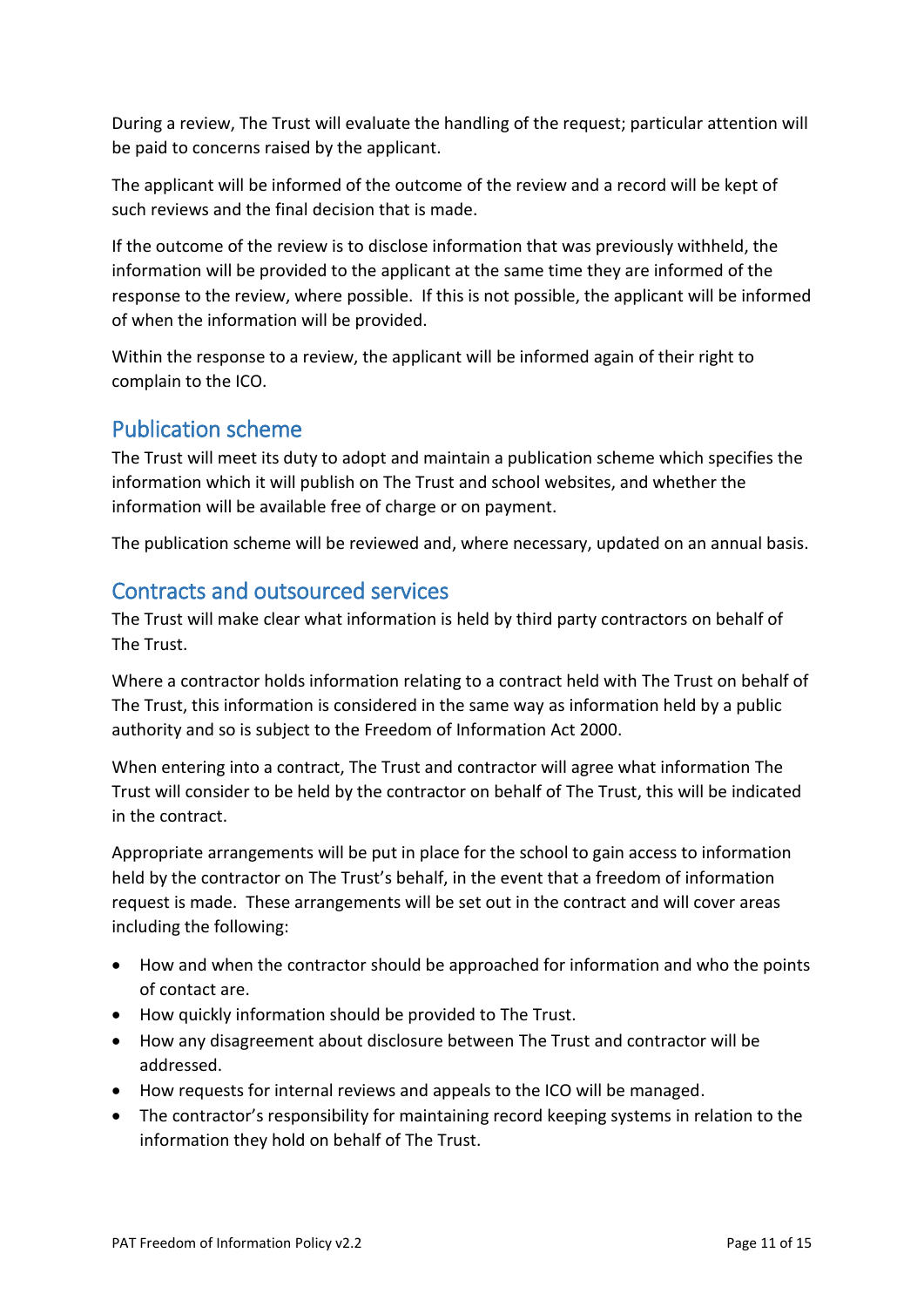During a review, The Trust will evaluate the handling of the request; particular attention will be paid to concerns raised by the applicant.

The applicant will be informed of the outcome of the review and a record will be kept of such reviews and the final decision that is made.

If the outcome of the review is to disclose information that was previously withheld, the information will be provided to the applicant at the same time they are informed of the response to the review, where possible. If this is not possible, the applicant will be informed of when the information will be provided.

Within the response to a review, the applicant will be informed again of their right to complain to the ICO.

## Publication scheme

The Trust will meet its duty to adopt and maintain a publication scheme which specifies the information which it will publish on The Trust and school websites, and whether the information will be available free of charge or on payment.

The publication scheme will be reviewed and, where necessary, updated on an annual basis.

## Contracts and outsourced services

The Trust will make clear what information is held by third party contractors on behalf of The Trust.

Where a contractor holds information relating to a contract held with The Trust on behalf of The Trust, this information is considered in the same way as information held by a public authority and so is subject to the Freedom of Information Act 2000.

When entering into a contract, The Trust and contractor will agree what information The Trust will consider to be held by the contractor on behalf of The Trust, this will be indicated in the contract.

Appropriate arrangements will be put in place for the school to gain access to information held by the contractor on The Trust's behalf, in the event that a freedom of information request is made. These arrangements will be set out in the contract and will cover areas including the following:

- How and when the contractor should be approached for information and who the points of contact are.
- How quickly information should be provided to The Trust.
- How any disagreement about disclosure between The Trust and contractor will be addressed.
- How requests for internal reviews and appeals to the ICO will be managed.
- The contractor's responsibility for maintaining record keeping systems in relation to the information they hold on behalf of The Trust.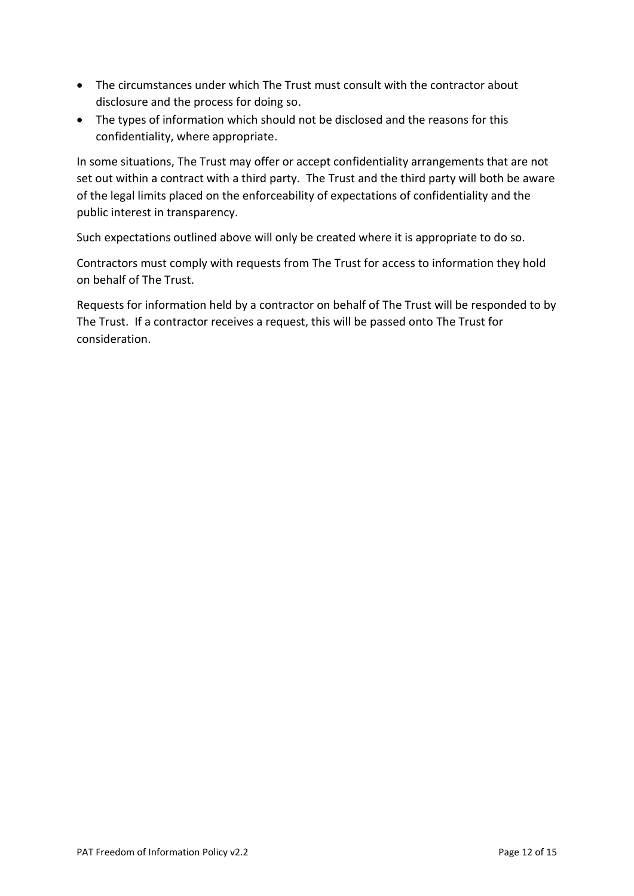- The circumstances under which The Trust must consult with the contractor about disclosure and the process for doing so.
- The types of information which should not be disclosed and the reasons for this confidentiality, where appropriate.

In some situations, The Trust may offer or accept confidentiality arrangements that are not set out within a contract with a third party. The Trust and the third party will both be aware of the legal limits placed on the enforceability of expectations of confidentiality and the public interest in transparency.

Such expectations outlined above will only be created where it is appropriate to do so.

Contractors must comply with requests from The Trust for access to information they hold on behalf of The Trust.

Requests for information held by a contractor on behalf of The Trust will be responded to by The Trust. If a contractor receives a request, this will be passed onto The Trust for consideration.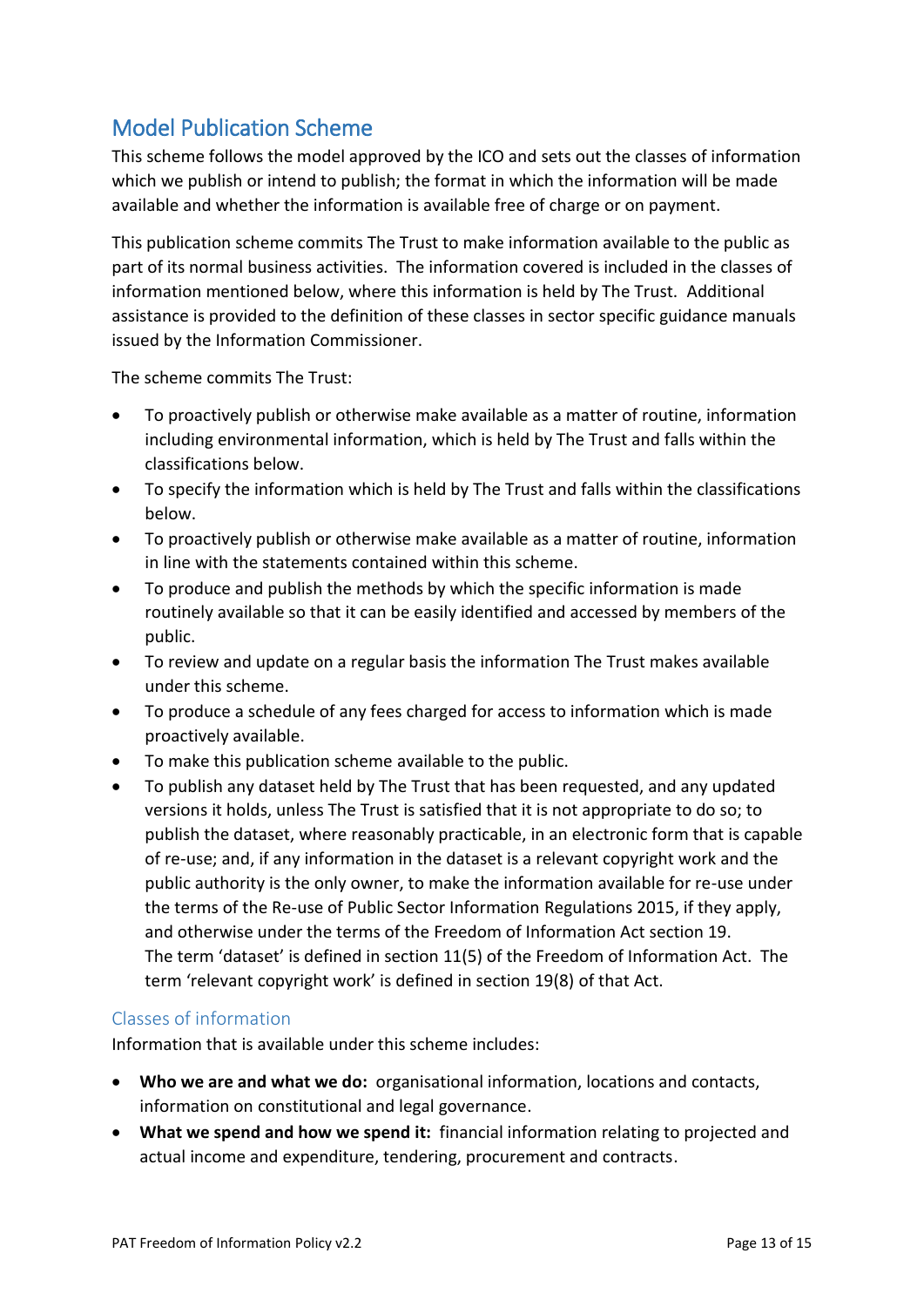## Model Publication Scheme

This scheme follows the model approved by the ICO and sets out the classes of information which we publish or intend to publish; the format in which the information will be made available and whether the information is available free of charge or on payment.

This publication scheme commits The Trust to make information available to the public as part of its normal business activities. The information covered is included in the classes of information mentioned below, where this information is held by The Trust. Additional assistance is provided to the definition of these classes in sector specific guidance manuals issued by the Information Commissioner.

The scheme commits The Trust:

- To proactively publish or otherwise make available as a matter of routine, information including environmental information, which is held by The Trust and falls within the classifications below.
- To specify the information which is held by The Trust and falls within the classifications below.
- To proactively publish or otherwise make available as a matter of routine, information in line with the statements contained within this scheme.
- To produce and publish the methods by which the specific information is made routinely available so that it can be easily identified and accessed by members of the public.
- To review and update on a regular basis the information The Trust makes available under this scheme.
- To produce a schedule of any fees charged for access to information which is made proactively available.
- To make this publication scheme available to the public.
- To publish any dataset held by The Trust that has been requested, and any updated versions it holds, unless The Trust is satisfied that it is not appropriate to do so; to publish the dataset, where reasonably practicable, in an electronic form that is capable of re-use; and, if any information in the dataset is a relevant copyright work and the public authority is the only owner, to make the information available for re-use under the terms of the Re-use of Public Sector Information Regulations 2015, if they apply, and otherwise under the terms of the Freedom of Information Act section 19. The term 'dataset' is defined in section 11(5) of the Freedom of Information Act. The term 'relevant copyright work' is defined in section 19(8) of that Act.

### Classes of information

Information that is available under this scheme includes:

- **Who we are and what we do:** organisational information, locations and contacts, information on constitutional and legal governance.
- **What we spend and how we spend it:** financial information relating to projected and actual income and expenditure, tendering, procurement and contracts.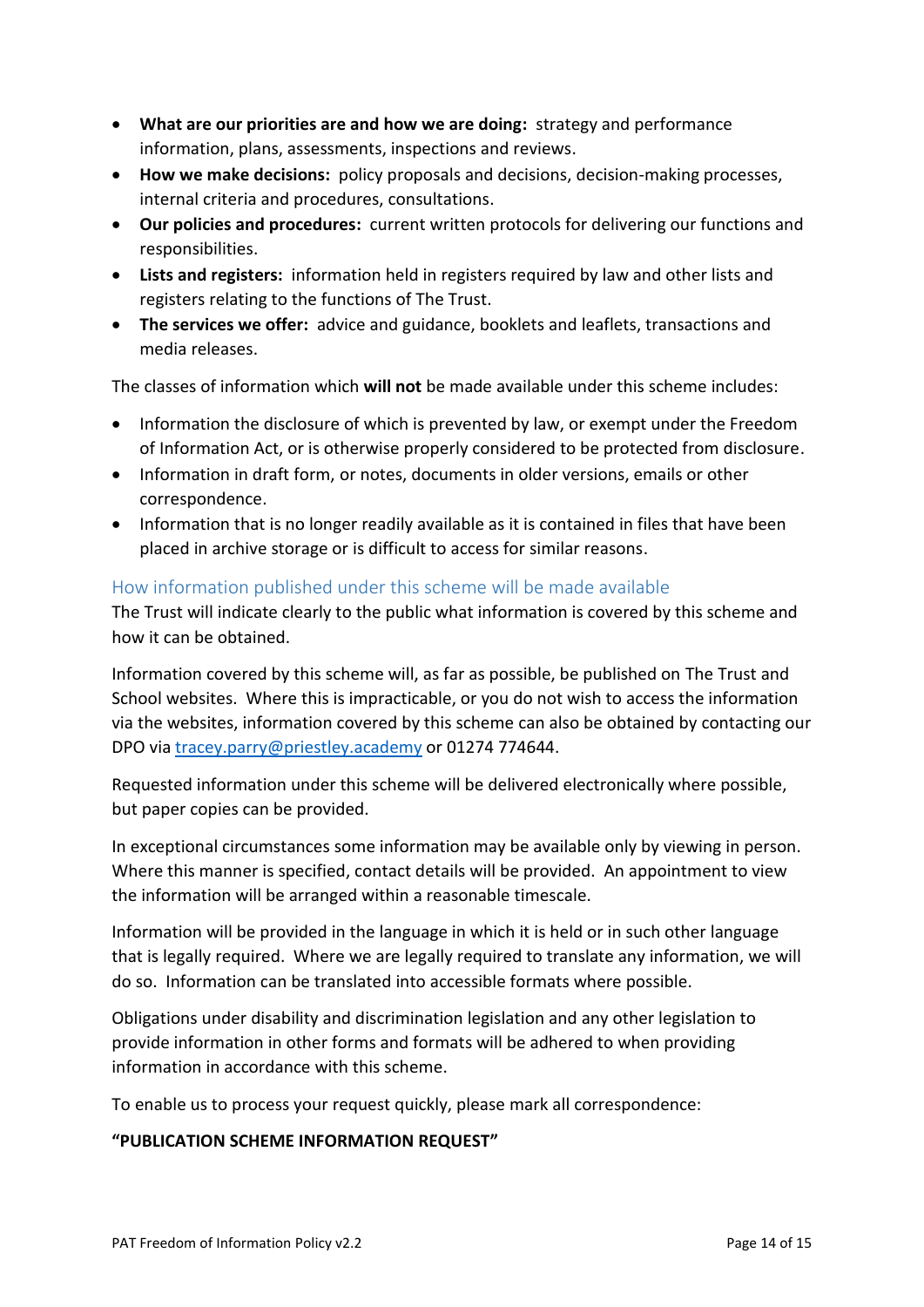- **What are our priorities are and how we are doing:** strategy and performance information, plans, assessments, inspections and reviews.
- **How we make decisions:** policy proposals and decisions, decision-making processes, internal criteria and procedures, consultations.
- **Our policies and procedures:** current written protocols for delivering our functions and responsibilities.
- **Lists and registers:** information held in registers required by law and other lists and registers relating to the functions of The Trust.
- **The services we offer:** advice and guidance, booklets and leaflets, transactions and media releases.

The classes of information which **will not** be made available under this scheme includes:

- Information the disclosure of which is prevented by law, or exempt under the Freedom of Information Act, or is otherwise properly considered to be protected from disclosure.
- Information in draft form, or notes, documents in older versions, emails or other correspondence.
- Information that is no longer readily available as it is contained in files that have been placed in archive storage or is difficult to access for similar reasons.

## How information published under this scheme will be made available

The Trust will indicate clearly to the public what information is covered by this scheme and how it can be obtained.

Information covered by this scheme will, as far as possible, be published on The Trust and School websites. Where this is impracticable, or you do not wish to access the information via the websites, information covered by this scheme can also be obtained by contacting our DPO via tracey.parry@priestley.academy or 01274 774644.

Requested information under this scheme will be delivered electronically where possible, but paper copies can be provided.

In exceptional circumstances some information may be available only by viewing in person. Where this manner is specified, contact details will be provided. An appointment to view the information will be arranged within a reasonable timescale.

Information will be provided in the language in which it is held or in such other language that is legally required. Where we are legally required to translate any information, we will do so. Information can be translated into accessible formats where possible.

Obligations under disability and discrimination legislation and any other legislation to provide information in other forms and formats will be adhered to when providing information in accordance with this scheme.

To enable us to process your request quickly, please mark all correspondence:

**"PUBLICATION SCHEME INFORMATION REQUEST"**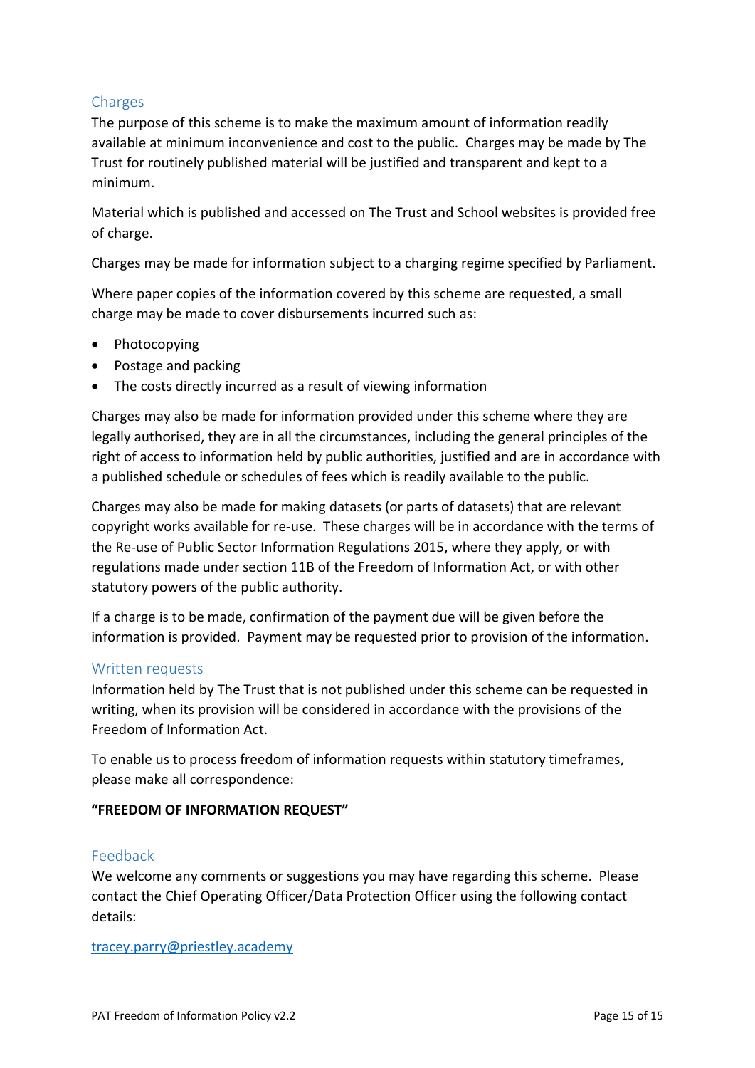## Charges

The purpose of this scheme is to make the maximum amount of information readily available at minimum inconvenience and cost to the public. Charges may be made by The Trust for routinely published material will be justified and transparent and kept to a minimum.

Material which is published and accessed on The Trust and School websites is provided free of charge.

Charges may be made for information subject to a charging regime specified by Parliament.

Where paper copies of the information covered by this scheme are requested, a small charge may be made to cover disbursements incurred such as:

- Photocopying
- Postage and packing
- The costs directly incurred as a result of viewing information

Charges may also be made for information provided under this scheme where they are legally authorised, they are in all the circumstances, including the general principles of the right of access to information held by public authorities, justified and are in accordance with a published schedule or schedules of fees which is readily available to the public.

Charges may also be made for making datasets (or parts of datasets) that are relevant copyright works available for re-use. These charges will be in accordance with the terms of the Re-use of Public Sector Information Regulations 2015, where they apply, or with regulations made under section 11B of the Freedom of Information Act, or with other statutory powers of the public authority.

If a charge is to be made, confirmation of the payment due will be given before the information is provided. Payment may be requested prior to provision of the information.

## Written requests

Information held by The Trust that is not published under this scheme can be requested in writing, when its provision will be considered in accordance with the provisions of the Freedom of Information Act.

To enable us to process freedom of information requests within statutory timeframes, please make all correspondence:

**"FREEDOM OF INFORMATION REQUEST"**

## Feedback

We welcome any comments or suggestions you may have regarding this scheme. Please contact the Chief Operating Officer/Data Protection Officer using the following contact details:

tracey.parry@priestley.academy